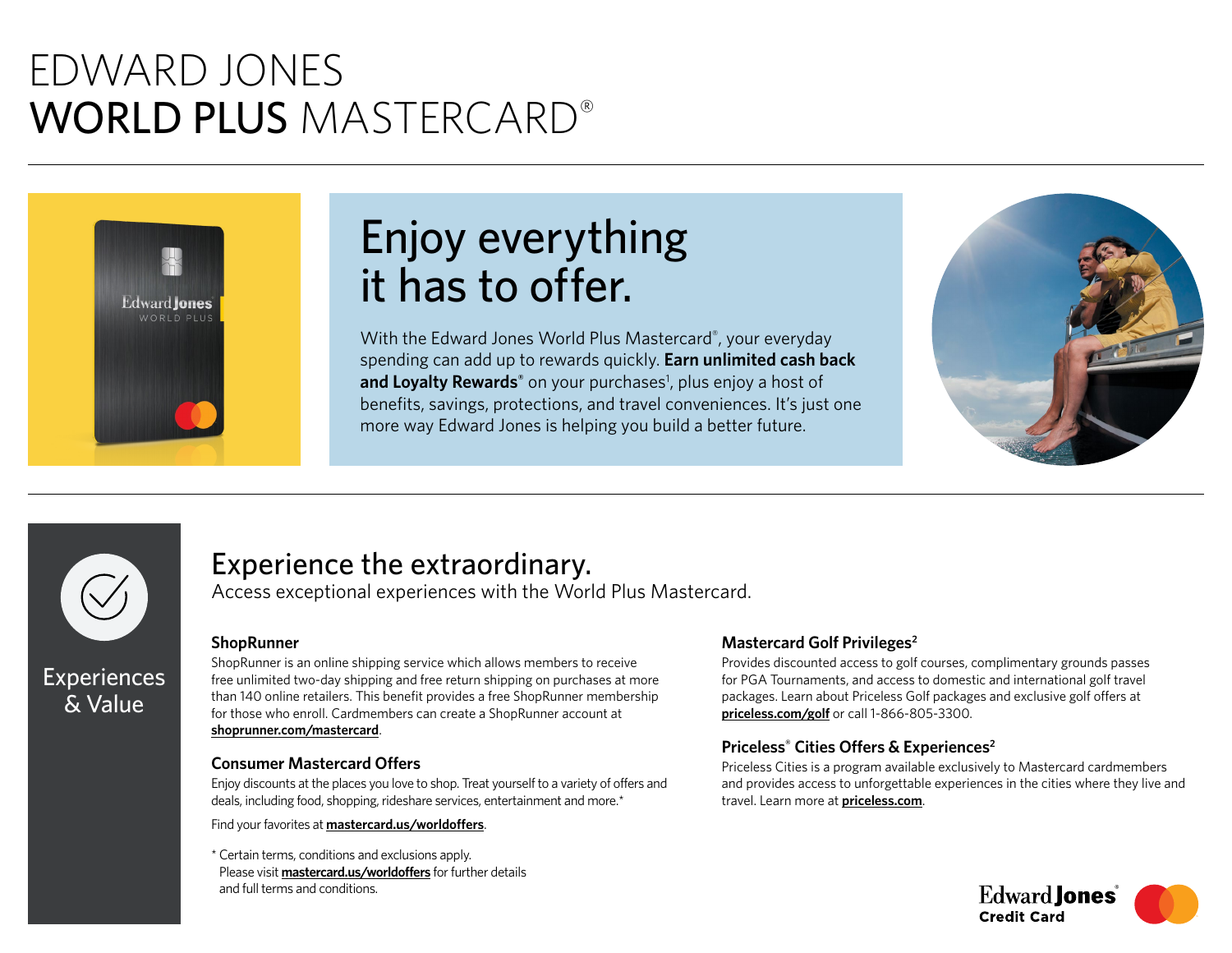# EDWARD JONES WORLD PLUS MASTERCARD®

## Enjoy everything it has to offer.

With the Edward Jones World Plus Mastercard®, your everyday spending can add up to rewards quickly. **Earn unlimited cash back and Loyalty Rewards®** on your purchases[1], plus enjoy a host of benefits, savings, protections, and travel conveniences. It's just one more way Edward Jones is helping you build a better future.

Experiences & Value

## Experience the extraordinary.

Access exceptional experiences with the World Plus Mastercard.

### ShopRunner

ShopRunner is an online shipping service which allows members to receive free unlimited two-day shipping and free return shipping on purchases at more than 140 online retailers. This benefit provides a free ShopRunner membership for those who enroll. Cardmembers can create a ShopRunner account at **shoprunner.com/mastercard**.

### Consumer Mastercard Offers

Enjoy discounts at the places you love to shop. Treat yourself to a variety of offers and deals, including food, shopping, rideshare services, entertainment and more.*

Find your favorites at **mastercard.us/worldoffers**.

* Certain terms, conditions and exclusions apply. Please visit **mastercard.us/worldoffers** for further details and full terms and conditions.

### Mastercard Golf Privileges[2]

Provides discounted access to golf courses, complimentary grounds passes for PGA Tournaments, and access to domestic and international golf travel packages. Learn about Priceless Golf packages and exclusive golf offers at **priceless.com/golf** or call 1-866-805-3300.

### Priceless® Cities Offers & Experiences[2]

Priceless Cities is a program available exclusively to Mastercard cardmembers and provides access to unforgettable experiences in the cities where they live and travel. Learn more at **priceless.com**.

Edward Jones® Credit Card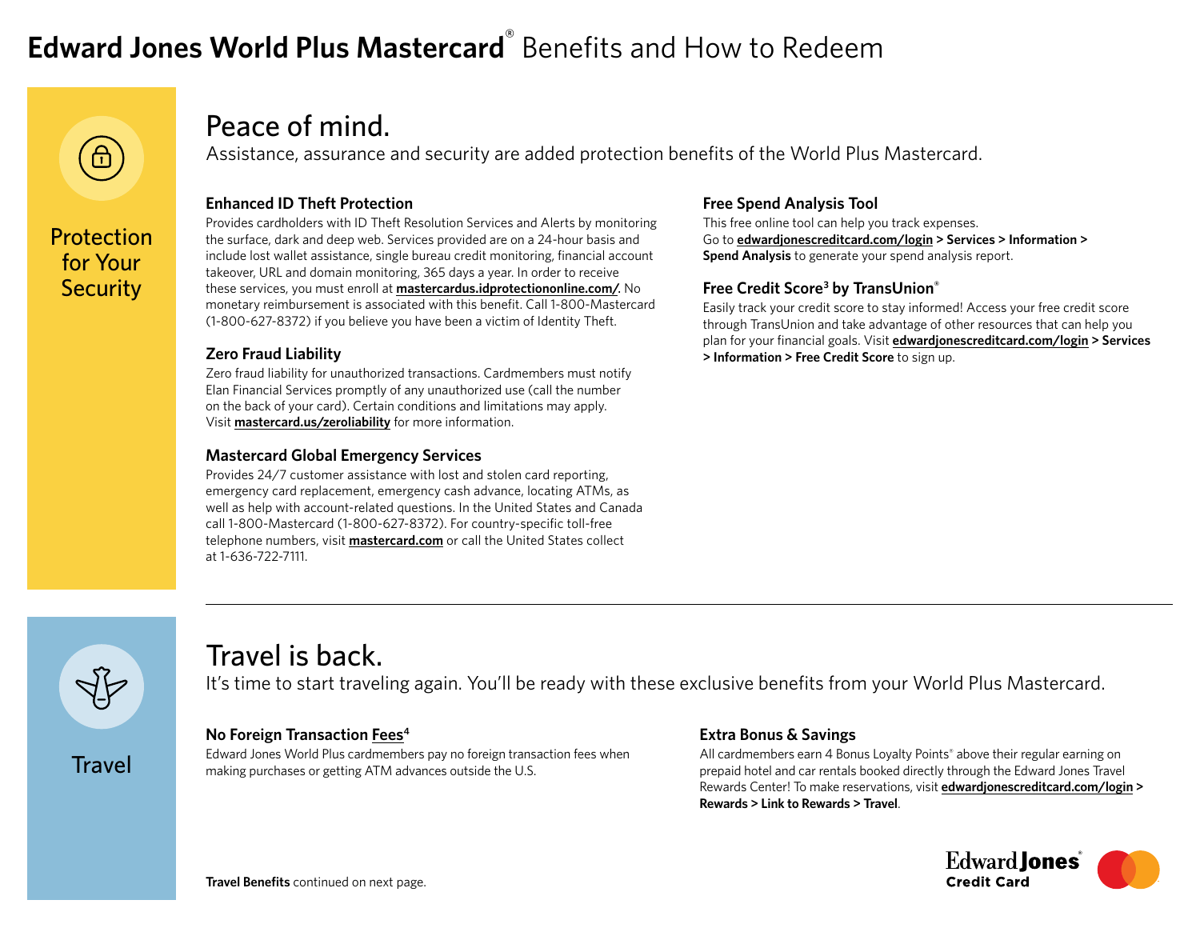# **Edward Jones World Plus Mastercard®** Benefits and How to Redeem

## Protection for Your Security

## Peace of mind.

Assistance, assurance and security are added protection benefits of the World Plus Mastercard.

### Enhanced ID Theft Protection

Provides cardholders with ID Theft Resolution Services and Alerts by monitoring the surface, dark and deep web. Services provided are on a 24-hour basis and include lost wallet assistance, single bureau credit monitoring, financial account takeover, URL and domain monitoring, 365 days a year. In order to receive these services, you must enroll at **mastercardus.idprotectiononline.com/**. No monetary reimbursement is associated with this benefit. Call 1-800-Mastercard (1-800-627-8372) if you believe you have been a victim of Identity Theft.

### Zero Fraud Liability

Zero fraud liability for unauthorized transactions. Cardmembers must notify Elan Financial Services promptly of any unauthorized use (call the number on the back of your card). Certain conditions and limitations may apply. Visit **mastercard.us/zeroliability** for more information.

### Mastercard Global Emergency Services

Provides 24/7 customer assistance with lost and stolen card reporting, emergency card replacement, emergency cash advance, locating ATMs, as well as help with account-related questions. In the United States and Canada call 1-800-Mastercard (1-800-627-8372). For country-specific toll-free telephone numbers, visit **mastercard.com** or call the United States collect at 1-636-722-7111.

### Free Spend Analysis Tool

This free online tool can help you track expenses. Go to **edwardjonescreditcard.com/login > Services > Information > Spend Analysis** to generate your spend analysis report.

### Free Credit Score[3] by TransUnion®

Easily track your credit score to stay informed! Access your free credit score through TransUnion and take advantage of other resources that can help you plan for your financial goals. Visit **edwardjonescreditcard.com/login > Services > Information > Free Credit Score** to sign up.

---

## Travel

## Travel is back.

It's time to start traveling again. You'll be ready with these exclusive benefits from your World Plus Mastercard.

### No Foreign Transaction Fees[4]

Edward Jones World Plus cardmembers pay no foreign transaction fees when making purchases or getting ATM advances outside the U.S.

### Extra Bonus & Savings

All cardmembers earn 4 Bonus Loyalty Points® above their regular earning on prepaid hotel and car rentals booked directly through the Edward Jones Travel Rewards Center! To make reservations, visit **edwardjonescreditcard.com/login > Rewards > Link to Rewards > Travel**.

**Travel Benefits** continued on next page.

Edward Jones Credit Card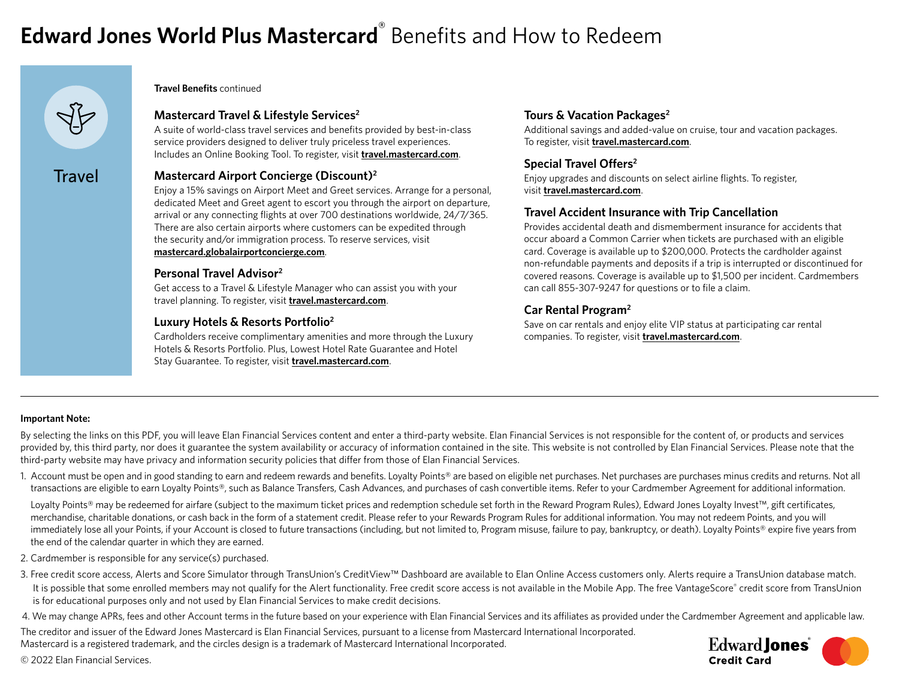# **Edward Jones World Plus Mastercard®** Benefits and How to Redeem

## Travel

**Travel Benefits** continued

### Mastercard Travel & Lifestyle Services[2]

A suite of world-class travel services and benefits provided by best-in-class service providers designed to deliver truly priceless travel experiences. Includes an Online Booking Tool. To register, visit **travel.mastercard.com**.

### Mastercard Airport Concierge (Discount)[2]

Enjoy a 15% savings on Airport Meet and Greet services. Arrange for a personal, dedicated Meet and Greet agent to escort you through the airport on departure, arrival or any connecting flights at over 700 destinations worldwide, 24/7/365. There are also certain airports where customers can be expedited through the security and/or immigration process. To reserve services, visit **mastercard.globalairportconcierge.com**.

### Personal Travel Advisor[2]

Get access to a Travel & Lifestyle Manager who can assist you with your travel planning. To register, visit **travel.mastercard.com**.

### Luxury Hotels & Resorts Portfolio[2]

Cardholders receive complimentary amenities and more through the Luxury Hotels & Resorts Portfolio. Plus, Lowest Hotel Rate Guarantee and Hotel Stay Guarantee. To register, visit **travel.mastercard.com**.

### Tours & Vacation Packages[2]

Additional savings and added-value on cruise, tour and vacation packages. To register, visit **travel.mastercard.com**.

### Special Travel Offers[2]

Enjoy upgrades and discounts on select airline flights. To register, visit **travel.mastercard.com**.

### Travel Accident Insurance with Trip Cancellation

Provides accidental death and dismemberment insurance for accidents that occur aboard a Common Carrier when tickets are purchased with an eligible card. Coverage is available up to $200,000. Protects the cardholder against non-refundable payments and deposits if a trip is interrupted or discontinued for covered reasons. Coverage is available up to $1,500 per incident. Cardmembers can call 855-307-9247 for questions or to file a claim.

### Car Rental Program[2]

Save on car rentals and enjoy elite VIP status at participating car rental companies. To register, visit **travel.mastercard.com**.

---

**Important Note:**

By selecting the links on this PDF, you will leave Elan Financial Services content and enter a third-party website. Elan Financial Services is not responsible for the content of, or products and services provided by, this third party, nor does it guarantee the system availability or accuracy of information contained in the site. This website is not controlled by Elan Financial Services. Please note that the third-party website may have privacy and information security policies that differ from those of Elan Financial Services.

1. Account must be open and in good standing to earn and redeem rewards and benefits. Loyalty Points® are based on eligible net purchases. Net purchases are purchases minus credits and returns. Not all transactions are eligible to earn Loyalty Points®, such as Balance Transfers, Cash Advances, and purchases of cash convertible items. Refer to your Cardmember Agreement for additional information.

   Loyalty Points® may be redeemed for airfare (subject to the maximum ticket prices and redemption schedule set forth in the Reward Program Rules), Edward Jones Loyalty Invest™, gift certificates, merchandise, charitable donations, or cash back in the form of a statement credit. Please refer to your Rewards Program Rules for additional information. You may not redeem Points, and you will immediately lose all your Points, if your Account is closed to future transactions (including, but not limited to, Program misuse, failure to pay, bankruptcy, or death). Loyalty Points® expire five years from the end of the calendar quarter in which they are earned.

2. Cardmember is responsible for any service(s) purchased.
3. Free credit score access, Alerts and Score Simulator through TransUnion's CreditView™ Dashboard are available to Elan Online Access customers only. Alerts require a TransUnion database match. It is possible that some enrolled members may not qualify for the Alert functionality. Free credit score access is not available in the Mobile App. The free VantageScore® credit score from TransUnion is for educational purposes only and not used by Elan Financial Services to make credit decisions.
4. We may change APRs, fees and other Account terms in the future based on your experience with Elan Financial Services and its affiliates as provided under the Cardmember Agreement and applicable law.

The creditor and issuer of the Edward Jones Mastercard is Elan Financial Services, pursuant to a license from Mastercard International Incorporated. Mastercard is a registered trademark, and the circles design is a trademark of Mastercard International Incorporated.

© 2022 Elan Financial Services.

Edward Jones® Credit Card